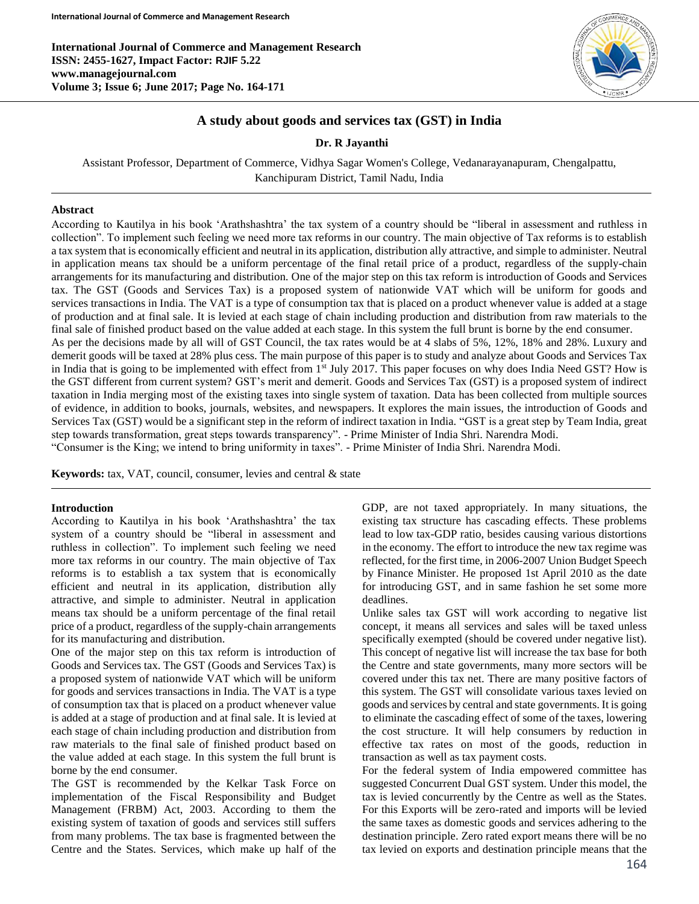# A study about goods and services tax (GST) in India

**Dr. R Jayanthi**

Assistant Professor, Department of Commerce, Vidhya Sagar Women's College, Vedanarayanapuram, Chengalpattu, Kanchipuram District, Tamil Nadu, India

## Abstract

According to Kautilya in his book 'Arathshashtra' the tax system of a country should be "liberal in assessment and ruthless in collection". To implement such feeling we need more tax reforms in our country. The main objective of Tax reforms is to establish a tax system that is economically efficient and neutral in its application, distribution ally attractive, and simple to administer. Neutral in application means tax should be a uniform percentage of the final retail price of a product, regardless of the supply-chain arrangements for its manufacturing and distribution. One of the major step on this tax reform is introduction of Goods and Services tax. The GST (Goods and Services Tax) is a proposed system of nationwide VAT which will be uniform for goods and services transactions in India. The VAT is a type of consumption tax that is placed on a product whenever value is added at a stage of production and at final sale. It is levied at each stage of chain including production and distribution from raw materials to the final sale of finished product based on the value added at each stage. In this system the full brunt is borne by the end consumer.

As per the decisions made by all will of GST Council, the tax rates would be at 4 slabs of 5%, 12%, 18% and 28%. Luxury and demerit goods will be taxed at 28% plus cess. The main purpose of this paper is to study and analyze about Goods and Services Tax in India that is going to be implemented with effect from 1st July 2017. This paper focuses on why does India Need GST? How is the GST different from current system? GST's merit and demerit. Goods and Services Tax (GST) is a proposed system of indirect taxation in India merging most of the existing taxes into single system of taxation. Data has been collected from multiple sources of evidence, in addition to books, journals, websites, and newspapers. It explores the main issues, the introduction of Goods and Services Tax (GST) would be a significant step in the reform of indirect taxation in India. "GST is a great step by Team India, great step towards transformation, great steps towards transparency". - Prime Minister of India Shri. Narendra Modi.

"Consumer is the King; we intend to bring uniformity in taxes". - Prime Minister of India Shri. Narendra Modi.

**Keywords:** tax, VAT, council, consumer, levies and central & state

## Introduction

According to Kautilya in his book 'Arathshashtra' the tax system of a country should be "liberal in assessment and ruthless in collection". To implement such feeling we need more tax reforms in our country. The main objective of Tax reforms is to establish a tax system that is economically efficient and neutral in its application, distribution ally attractive, and simple to administer. Neutral in application means tax should be a uniform percentage of the final retail price of a product, regardless of the supply-chain arrangements for its manufacturing and distribution.

One of the major step on this tax reform is introduction of Goods and Services tax. The GST (Goods and Services Tax) is a proposed system of nationwide VAT which will be uniform for goods and services transactions in India. The VAT is a type of consumption tax that is placed on a product whenever value is added at a stage of production and at final sale. It is levied at each stage of chain including production and distribution from raw materials to the final sale of finished product based on the value added at each stage. In this system the full brunt is borne by the end consumer.

The GST is recommended by the Kelkar Task Force on implementation of the Fiscal Responsibility and Budget Management (FRBM) Act, 2003. According to them the existing system of taxation of goods and services still suffers from many problems. The tax base is fragmented between the Centre and the States. Services, which make up half of the GDP, are not taxed appropriately. In many situations, the existing tax structure has cascading effects. These problems lead to low tax-GDP ratio, besides causing various distortions in the economy. The effort to introduce the new tax regime was reflected, for the first time, in 2006-2007 Union Budget Speech by Finance Minister. He proposed 1st April 2010 as the date for introducing GST, and in same fashion he set some more deadlines.

Unlike sales tax GST will work according to negative list concept, it means all services and sales will be taxed unless specifically exempted (should be covered under negative list). This concept of negative list will increase the tax base for both the Centre and state governments, many more sectors will be covered under this tax net. There are many positive factors of this system. The GST will consolidate various taxes levied on goods and services by central and state governments. It is going to eliminate the cascading effect of some of the taxes, lowering the cost structure. It will help consumers by reduction in effective tax rates on most of the goods, reduction in transaction as well as tax payment costs.

For the federal system of India empowered committee has suggested Concurrent Dual GST system. Under this model, the tax is levied concurrently by the Centre as well as the States. For this Exports will be zero-rated and imports will be levied the same taxes as domestic goods and services adhering to the destination principle. Zero rated export means there will be no tax levied on exports and destination principle means that the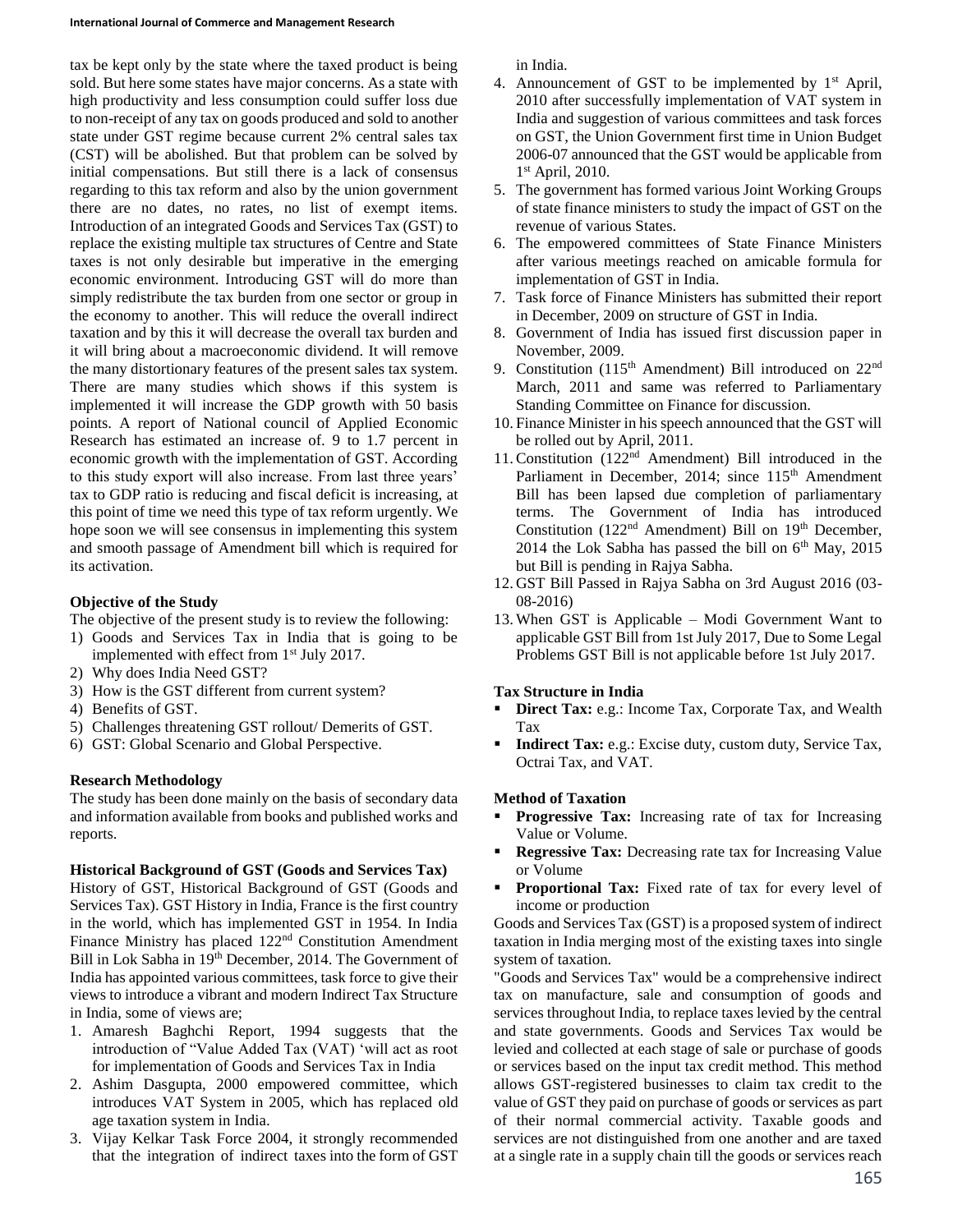tax be kept only by the state where the taxed product is being sold. But here some states have major concerns. As a state with high productivity and less consumption could suffer loss due to non-receipt of any tax on goods produced and sold to another state under GST regime because current 2% central sales tax (CST) will be abolished. But that problem can be solved by initial compensations. But still there is a lack of consensus regarding to this tax reform and also by the union government there are no dates, no rates, no list of exempt items. Introduction of an integrated Goods and Services Tax (GST) to replace the existing multiple tax structures of Centre and State taxes is not only desirable but imperative in the emerging economic environment. Introducing GST will do more than simply redistribute the tax burden from one sector or group in the economy to another. This will reduce the overall indirect taxation and by this it will decrease the overall tax burden and it will bring about a macroeconomic dividend. It will remove the many distortionary features of the present sales tax system. There are many studies which shows if this system is implemented it will increase the GDP growth with 50 basis points. A report of National council of Applied Economic Research has estimated an increase of. 9 to 1.7 percent in economic growth with the implementation of GST. According to this study export will also increase. From last three years' tax to GDP ratio is reducing and fiscal deficit is increasing, at this point of time we need this type of tax reform urgently. We hope soon we will see consensus in implementing this system and smooth passage of Amendment bill which is required for its activation.

### Objective of the Study

The objective of the present study is to review the following:

1) Goods and Services Tax in India that is going to be implemented with effect from 1st July 2017.
2) Why does India Need GST?
3) How is the GST different from current system?
4) Benefits of GST.
5) Challenges threatening GST rollout/ Demerits of GST.
6) GST: Global Scenario and Global Perspective.

### Research Methodology

The study has been done mainly on the basis of secondary data and information available from books and published works and reports.

### Historical Background of GST (Goods and Services Tax)

History of GST, Historical Background of GST (Goods and Services Tax). GST History in India, France is the first country in the world, which has implemented GST in 1954. In India Finance Ministry has placed 122nd Constitution Amendment Bill in Lok Sabha in 19th December, 2014. The Government of India has appointed various committees, task force to give their views to introduce a vibrant and modern Indirect Tax Structure in India, some of views are;

1. Amaresh Baghchi Report, 1994 suggests that the introduction of "Value Added Tax (VAT) 'will act as root for implementation of Goods and Services Tax in India
2. Ashim Dasgupta, 2000 empowered committee, which introduces VAT System in 2005, which has replaced old age taxation system in India.
3. Vijay Kelkar Task Force 2004, it strongly recommended that the integration of indirect taxes into the form of GST in India.
4. Announcement of GST to be implemented by 1st April, 2010 after successfully implementation of VAT system in India and suggestion of various committees and task forces on GST, the Union Government first time in Union Budget 2006-07 announced that the GST would be applicable from 1st April, 2010.
5. The government has formed various Joint Working Groups of state finance ministers to study the impact of GST on the revenue of various States.
6. The empowered committees of State Finance Ministers after various meetings reached on amicable formula for implementation of GST in India.
7. Task force of Finance Ministers has submitted their report in December, 2009 on structure of GST in India.
8. Government of India has issued first discussion paper in November, 2009.
9. Constitution (115th Amendment) Bill introduced on 22nd March, 2011 and same was referred to Parliamentary Standing Committee on Finance for discussion.
10. Finance Minister in his speech announced that the GST will be rolled out by April, 2011.
11. Constitution (122nd Amendment) Bill introduced in the Parliament in December, 2014; since 115th Amendment Bill has been lapsed due completion of parliamentary terms. The Government of India has introduced Constitution (122nd Amendment) Bill on 19th December, 2014 the Lok Sabha has passed the bill on 6th May, 2015 but Bill is pending in Rajya Sabha.
12. GST Bill Passed in Rajya Sabha on 3rd August 2016 (03-08-2016)
13. When GST is Applicable – Modi Government Want to applicable GST Bill from 1st July 2017, Due to Some Legal Problems GST Bill is not applicable before 1st July 2017.

### Tax Structure in India

- **Direct Tax:** e.g.: Income Tax, Corporate Tax, and Wealth Tax
- **Indirect Tax:** e.g.: Excise duty, custom duty, Service Tax, Octrai Tax, and VAT.

### Method of Taxation

- **Progressive Tax:** Increasing rate of tax for Increasing Value or Volume.
- **Regressive Tax:** Decreasing rate tax for Increasing Value or Volume
- **Proportional Tax:** Fixed rate of tax for every level of income or production

Goods and Services Tax (GST) is a proposed system of indirect taxation in India merging most of the existing taxes into single system of taxation.

"Goods and Services Tax" would be a comprehensive indirect tax on manufacture, sale and consumption of goods and services throughout India, to replace taxes levied by the central and state governments. Goods and Services Tax would be levied and collected at each stage of sale or purchase of goods or services based on the input tax credit method. This method allows GST-registered businesses to claim tax credit to the value of GST they paid on purchase of goods or services as part of their normal commercial activity. Taxable goods and services are not distinguished from one another and are taxed at a single rate in a supply chain till the goods or services reach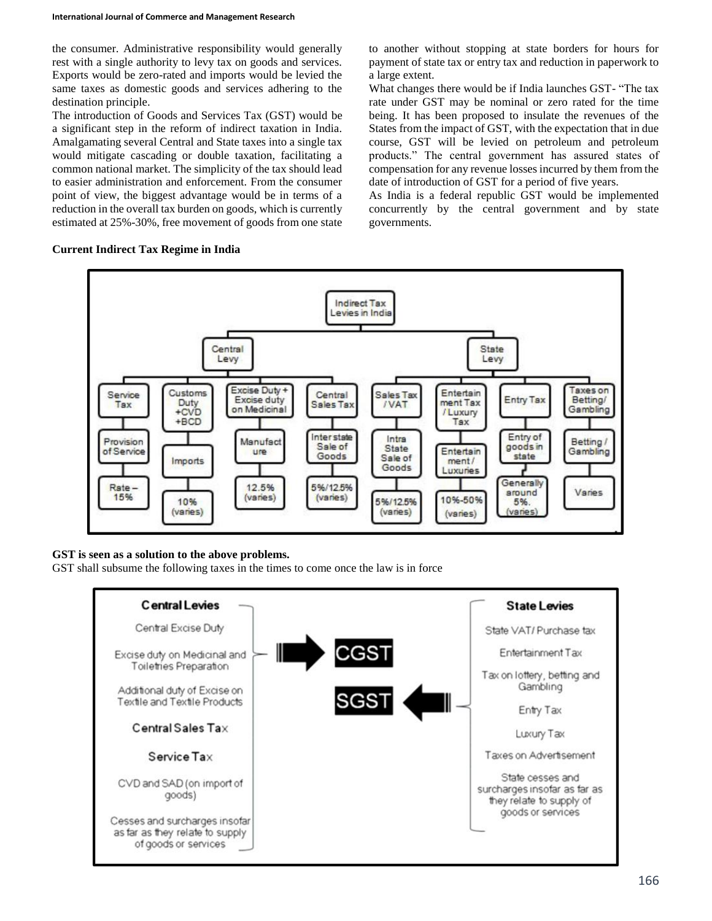the consumer. Administrative responsibility would generally rest with a single authority to levy tax on goods and services. Exports would be zero-rated and imports would be levied the same taxes as domestic goods and services adhering to the destination principle.

The introduction of Goods and Services Tax (GST) would be a significant step in the reform of indirect taxation in India. Amalgamating several Central and State taxes into a single tax would mitigate cascading or double taxation, facilitating a common national market. The simplicity of the tax should lead to easier administration and enforcement. From the consumer point of view, the biggest advantage would be in terms of a reduction in the overall tax burden on goods, which is currently estimated at 25%-30%, free movement of goods from one state to another without stopping at state borders for hours for payment of state tax or entry tax and reduction in paperwork to a large extent.

What changes there would be if India launches GST- "The tax rate under GST may be nominal or zero rated for the time being. It has been proposed to insulate the revenues of the States from the impact of GST, with the expectation that in due course, GST will be levied on petroleum and petroleum products." The central government has assured states of compensation for any revenue losses incurred by them from the date of introduction of GST for a period of five years.

As India is a federal republic GST would be implemented concurrently by the central government and by state governments.

**Current Indirect Tax Regime in India**

Indirect Tax Levies in India

| | Central Levy | | | | State Levy | | |
|---|---|---|---|---|---|---|---|
| Service Tax | Customs Duty +CVD +BCD | Excise Duty + Excise duty on Medicinal | Central Sales Tax | Sales Tax /VAT | Entertainment Tax / Luxury Tax | Entry Tax | Taxes on Betting/ Gambling |
| Provision of Service | Imports | Manufacture | Inter state Sale of Goods | Intra State Sale of Goods | Entertainment / Luxuries | Entry of goods in state | Betting / Gambling |
| Rate – 15% | 10% (varies) | 12.5% (varies) | 5%/12.5% (varies) | 5%/12.5% (varies) | 10%-50% (varies) | Generally around 5%. (varies) | Varies |

**GST is seen as a solution to the above problems.**

GST shall subsume the following taxes in the times to come once the law is in force

| Central Levies (→ CGST) | State Levies (→ SGST) |
|---|---|
| Central Excise Duty | State VAT/ Purchase tax |
| Excise duty on Medicinal and Toiletries Preparation | Entertainment Tax |
| Additional duty of Excise on Textile and Textile Products | Tax on lottery, betting and Gambling |
| Central Sales Tax | Entry Tax |
| Service Tax | Luxury Tax |
| CVD and SAD (on import of goods) | Taxes on Advertisement |
| Cesses and surcharges insofar as far as they relate to supply of goods or services | State cesses and surcharges insofar as far as they relate to supply of goods or services |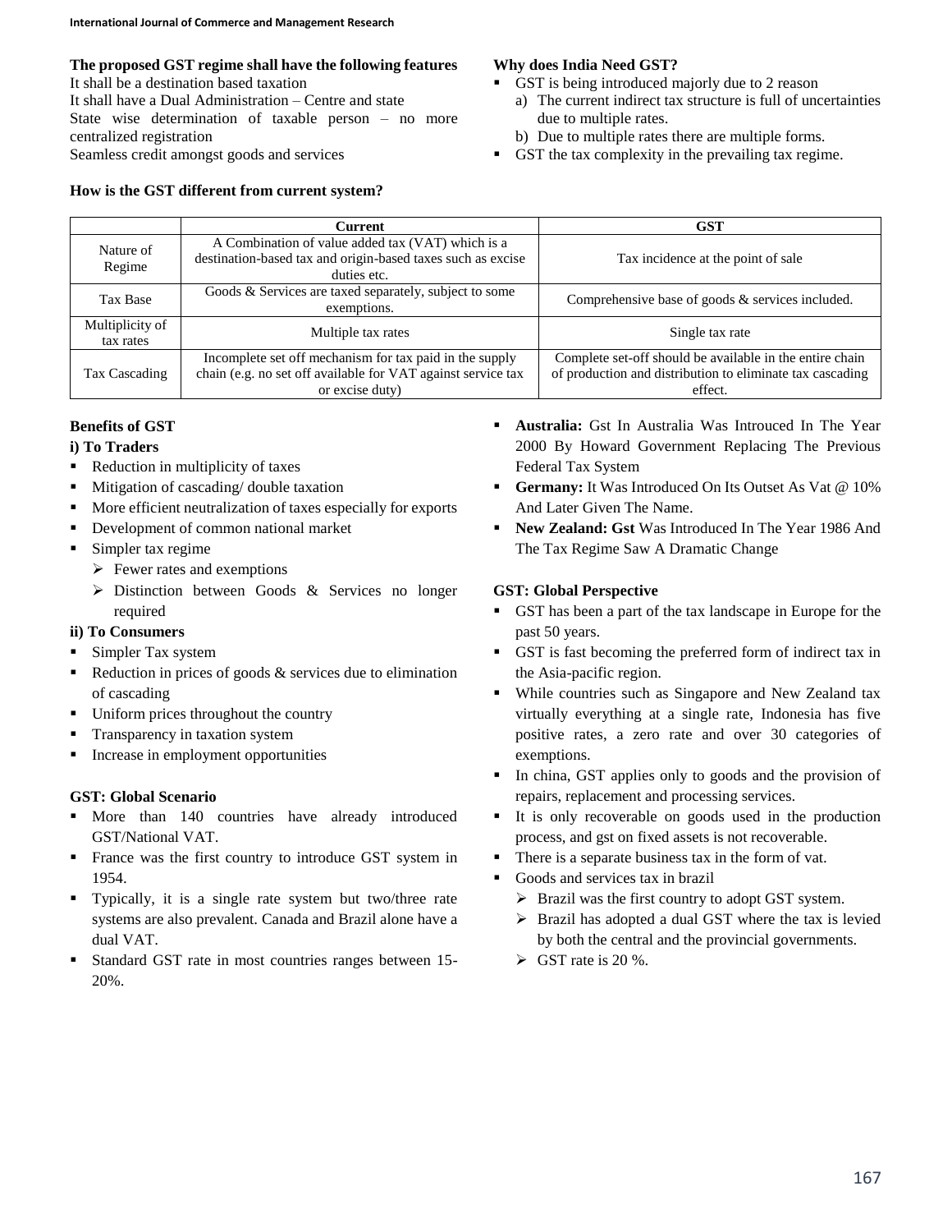**The proposed GST regime shall have the following features**

It shall be a destination based taxation

It shall have a Dual Administration – Centre and state

State wise determination of taxable person – no more centralized registration

Seamless credit amongst goods and services

**Why does India Need GST?**

- GST is being introduced majorly due to 2 reason
  a) The current indirect tax structure is full of uncertainties due to multiple rates.
  b) Due to multiple rates there are multiple forms.
- GST the tax complexity in the prevailing tax regime.

**How is the GST different from current system?**

| | Current | GST |
|---|---|---|
| Nature of Regime | A Combination of value added tax (VAT) which is a destination-based tax and origin-based taxes such as excise duties etc. | Tax incidence at the point of sale |
| Tax Base | Goods & Services are taxed separately, subject to some exemptions. | Comprehensive base of goods & services included. |
| Multiplicity of tax rates | Multiple tax rates | Single tax rate |
| Tax Cascading | Incomplete set off mechanism for tax paid in the supply chain (e.g. no set off available for VAT against service tax or excise duty) | Complete set-off should be available in the entire chain of production and distribution to eliminate tax cascading effect. |

**Benefits of GST**

**i) To Traders**

- Reduction in multiplicity of taxes
- Mitigation of cascading/ double taxation
- More efficient neutralization of taxes especially for exports
- Development of common national market
- Simpler tax regime
  - Fewer rates and exemptions
  - Distinction between Goods & Services no longer required

**ii) To Consumers**

- Simpler Tax system
- Reduction in prices of goods & services due to elimination of cascading
- Uniform prices throughout the country
- Transparency in taxation system
- Increase in employment opportunities

**GST: Global Scenario**

- More than 140 countries have already introduced GST/National VAT.
- France was the first country to introduce GST system in 1954.
- Typically, it is a single rate system but two/three rate systems are also prevalent. Canada and Brazil alone have a dual VAT.
- Standard GST rate in most countries ranges between 15-20%.
- **Australia:** Gst In Australia Was Introuced In The Year 2000 By Howard Government Replacing The Previous Federal Tax System
- **Germany:** It Was Introduced On Its Outset As Vat @ 10% And Later Given The Name.
- **New Zealand: Gst** Was Introduced In The Year 1986 And The Tax Regime Saw A Dramatic Change

**GST: Global Perspective**

- GST has been a part of the tax landscape in Europe for the past 50 years.
- GST is fast becoming the preferred form of indirect tax in the Asia-pacific region.
- While countries such as Singapore and New Zealand tax virtually everything at a single rate, Indonesia has five positive rates, a zero rate and over 30 categories of exemptions.
- In china, GST applies only to goods and the provision of repairs, replacement and processing services.
- It is only recoverable on goods used in the production process, and gst on fixed assets is not recoverable.
- There is a separate business tax in the form of vat.
- Goods and services tax in brazil
  - Brazil was the first country to adopt GST system.
  - Brazil has adopted a dual GST where the tax is levied by both the central and the provincial governments.
  - GST rate is 20 %.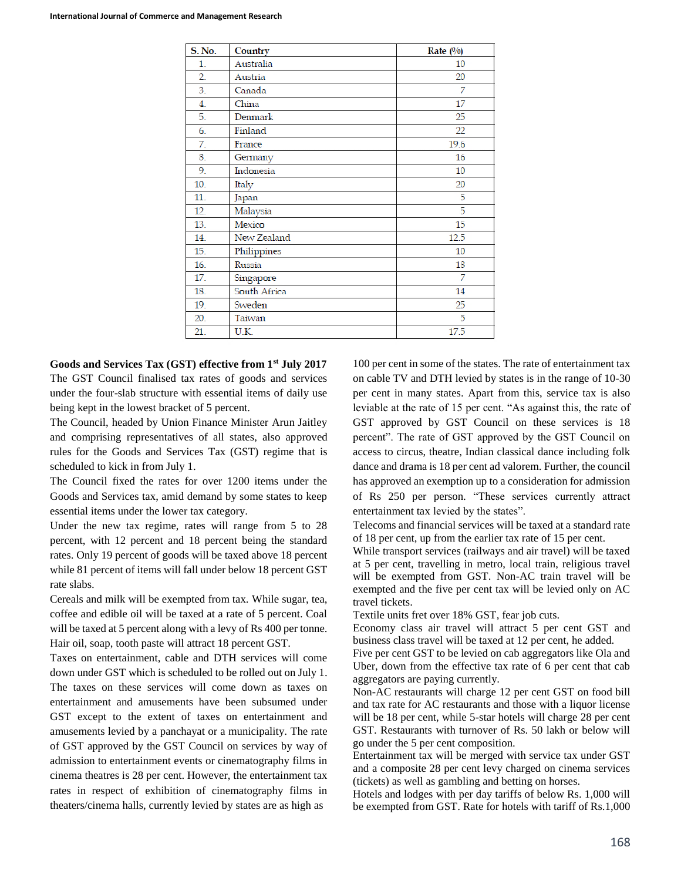| S. No. | Country | Rate (%) |
|---|---|---|
| 1. | Australia | 10 |
| 2. | Austria | 20 |
| 3. | Canada | 7 |
| 4. | China | 17 |
| 5. | Denmark | 25 |
| 6. | Finland | 22 |
| 7. | France | 19.6 |
| 8. | Germany | 16 |
| 9. | Indonesia | 10 |
| 10. | Italy | 20 |
| 11. | Japan | 5 |
| 12. | Malaysia | 5 |
| 13. | Mexico | 15 |
| 14. | New Zealand | 12.5 |
| 15. | Philippines | 10 |
| 16. | Russia | 18 |
| 17. | Singapore | 7 |
| 18. | South Africa | 14 |
| 19. | Sweden | 25 |
| 20. | Taiwan | 5 |
| 21. | U.K. | 17.5 |

**Goods and Services Tax (GST) effective from 1st July 2017**

The GST Council finalised tax rates of goods and services under the four-slab structure with essential items of daily use being kept in the lowest bracket of 5 percent.

The Council, headed by Union Finance Minister Arun Jaitley and comprising representatives of all states, also approved rules for the Goods and Services Tax (GST) regime that is scheduled to kick in from July 1.

The Council fixed the rates for over 1200 items under the Goods and Services tax, amid demand by some states to keep essential items under the lower tax category.

Under the new tax regime, rates will range from 5 to 28 percent, with 12 percent and 18 percent being the standard rates. Only 19 percent of goods will be taxed above 18 percent while 81 percent of items will fall under below 18 percent GST rate slabs.

Cereals and milk will be exempted from tax. While sugar, tea, coffee and edible oil will be taxed at a rate of 5 percent. Coal will be taxed at 5 percent along with a levy of Rs 400 per tonne. Hair oil, soap, tooth paste will attract 18 percent GST.

Taxes on entertainment, cable and DTH services will come down under GST which is scheduled to be rolled out on July 1. The taxes on these services will come down as taxes on entertainment and amusements have been subsumed under GST except to the extent of taxes on entertainment and amusements levied by a panchayat or a municipality. The rate of GST approved by the GST Council on services by way of admission to entertainment events or cinematography films in cinema theatres is 28 per cent. However, the entertainment tax rates in respect of exhibition of cinematography films in theaters/cinema halls, currently levied by states are as high as 100 per cent in some of the states. The rate of entertainment tax on cable TV and DTH levied by states is in the range of 10-30 per cent in many states. Apart from this, service tax is also leviable at the rate of 15 per cent. "As against this, the rate of GST approved by GST Council on these services is 18 percent". The rate of GST approved by the GST Council on access to circus, theatre, Indian classical dance including folk dance and drama is 18 per cent ad valorem. Further, the council has approved an exemption up to a consideration for admission of Rs 250 per person. "These services currently attract entertainment tax levied by the states".

Telecoms and financial services will be taxed at a standard rate of 18 per cent, up from the earlier tax rate of 15 per cent.

While transport services (railways and air travel) will be taxed at 5 per cent, travelling in metro, local train, religious travel will be exempted from GST. Non-AC train travel will be exempted and the five per cent tax will be levied only on AC travel tickets.

Textile units fret over 18% GST, fear job cuts.

Economy class air travel will attract 5 per cent GST and business class travel will be taxed at 12 per cent, he added.

Five per cent GST to be levied on cab aggregators like Ola and Uber, down from the effective tax rate of 6 per cent that cab aggregators are paying currently.

Non-AC restaurants will charge 12 per cent GST on food bill and tax rate for AC restaurants and those with a liquor license will be 18 per cent, while 5-star hotels will charge 28 per cent GST. Restaurants with turnover of Rs. 50 lakh or below will go under the 5 per cent composition.

Entertainment tax will be merged with service tax under GST and a composite 28 per cent levy charged on cinema services (tickets) as well as gambling and betting on horses.

Hotels and lodges with per day tariffs of below Rs. 1,000 will be exempted from GST. Rate for hotels with tariff of Rs.1,000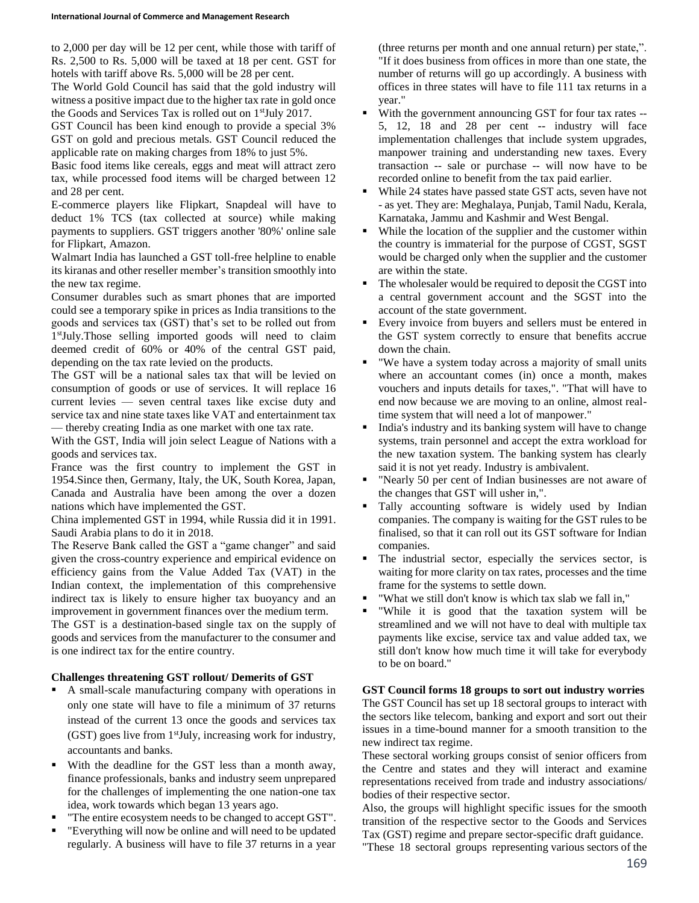to 2,000 per day will be 12 per cent, while those with tariff of Rs. 2,500 to Rs. 5,000 will be taxed at 18 per cent. GST for hotels with tariff above Rs. 5,000 will be 28 per cent.

The World Gold Council has said that the gold industry will witness a positive impact due to the higher tax rate in gold once the Goods and Services Tax is rolled out on 1stJuly 2017.

GST Council has been kind enough to provide a special 3% GST on gold and precious metals. GST Council reduced the applicable rate on making charges from 18% to just 5%.

Basic food items like cereals, eggs and meat will attract zero tax, while processed food items will be charged between 12 and 28 per cent.

E-commerce players like Flipkart, Snapdeal will have to deduct 1% TCS (tax collected at source) while making payments to suppliers. GST triggers another '80%' online sale for Flipkart, Amazon.

Walmart India has launched a GST toll-free helpline to enable its kiranas and other reseller member's transition smoothly into the new tax regime.

Consumer durables such as smart phones that are imported could see a temporary spike in prices as India transitions to the goods and services tax (GST) that's set to be rolled out from 1stJuly.Those selling imported goods will need to claim deemed credit of 60% or 40% of the central GST paid, depending on the tax rate levied on the products.

The GST will be a national sales tax that will be levied on consumption of goods or use of services. It will replace 16 current levies — seven central taxes like excise duty and service tax and nine state taxes like VAT and entertainment tax — thereby creating India as one market with one tax rate.

With the GST, India will join select League of Nations with a goods and services tax.

France was the first country to implement the GST in 1954.Since then, Germany, Italy, the UK, South Korea, Japan, Canada and Australia have been among the over a dozen nations which have implemented the GST.

China implemented GST in 1994, while Russia did it in 1991. Saudi Arabia plans to do it in 2018.

The Reserve Bank called the GST a "game changer" and said given the cross-country experience and empirical evidence on efficiency gains from the Value Added Tax (VAT) in the Indian context, the implementation of this comprehensive indirect tax is likely to ensure higher tax buoyancy and an improvement in government finances over the medium term.

The GST is a destination-based single tax on the supply of goods and services from the manufacturer to the consumer and is one indirect tax for the entire country.

**Challenges threatening GST rollout/ Demerits of GST**

- A small-scale manufacturing company with operations in only one state will have to file a minimum of 37 returns instead of the current 13 once the goods and services tax (GST) goes live from 1stJuly, increasing work for industry, accountants and banks.
- With the deadline for the GST less than a month away, finance professionals, banks and industry seem unprepared for the challenges of implementing the one nation-one tax idea, work towards which began 13 years ago.
- "The entire ecosystem needs to be changed to accept GST".
- "Everything will now be online and will need to be updated regularly. A business will have to file 37 returns in a year (three returns per month and one annual return) per state,". "If it does business from offices in more than one state, the number of returns will go up accordingly. A business with offices in three states will have to file 111 tax returns in a year."
- With the government announcing GST for four tax rates -- 5, 12, 18 and 28 per cent -- industry will face implementation challenges that include system upgrades, manpower training and understanding new taxes. Every transaction -- sale or purchase -- will now have to be recorded online to benefit from the tax paid earlier.
- While 24 states have passed state GST acts, seven have not - as yet. They are: Meghalaya, Punjab, Tamil Nadu, Kerala, Karnataka, Jammu and Kashmir and West Bengal.
- While the location of the supplier and the customer within the country is immaterial for the purpose of CGST, SGST would be charged only when the supplier and the customer are within the state.
- The wholesaler would be required to deposit the CGST into a central government account and the SGST into the account of the state government.
- Every invoice from buyers and sellers must be entered in the GST system correctly to ensure that benefits accrue down the chain.
- "We have a system today across a majority of small units where an accountant comes (in) once a month, makes vouchers and inputs details for taxes,". "That will have to end now because we are moving to an online, almost real-time system that will need a lot of manpower."
- India's industry and its banking system will have to change systems, train personnel and accept the extra workload for the new taxation system. The banking system has clearly said it is not yet ready. Industry is ambivalent.
- "Nearly 50 per cent of Indian businesses are not aware of the changes that GST will usher in,".
- Tally accounting software is widely used by Indian companies. The company is waiting for the GST rules to be finalised, so that it can roll out its GST software for Indian companies.
- The industrial sector, especially the services sector, is waiting for more clarity on tax rates, processes and the time frame for the systems to settle down.
- "What we still don't know is which tax slab we fall in,"
- "While it is good that the taxation system will be streamlined and we will not have to deal with multiple tax payments like excise, service tax and value added tax, we still don't know how much time it will take for everybody to be on board."

**GST Council forms 18 groups to sort out industry worries**

The GST Council has set up 18 sectoral groups to interact with the sectors like telecom, banking and export and sort out their issues in a time-bound manner for a smooth transition to the new indirect tax regime.

These sectoral working groups consist of senior officers from the Centre and states and they will interact and examine representations received from trade and industry associations/ bodies of their respective sector.

Also, the groups will highlight specific issues for the smooth transition of the respective sector to the Goods and Services Tax (GST) regime and prepare sector-specific draft guidance.

"These 18 sectoral groups representing various sectors of the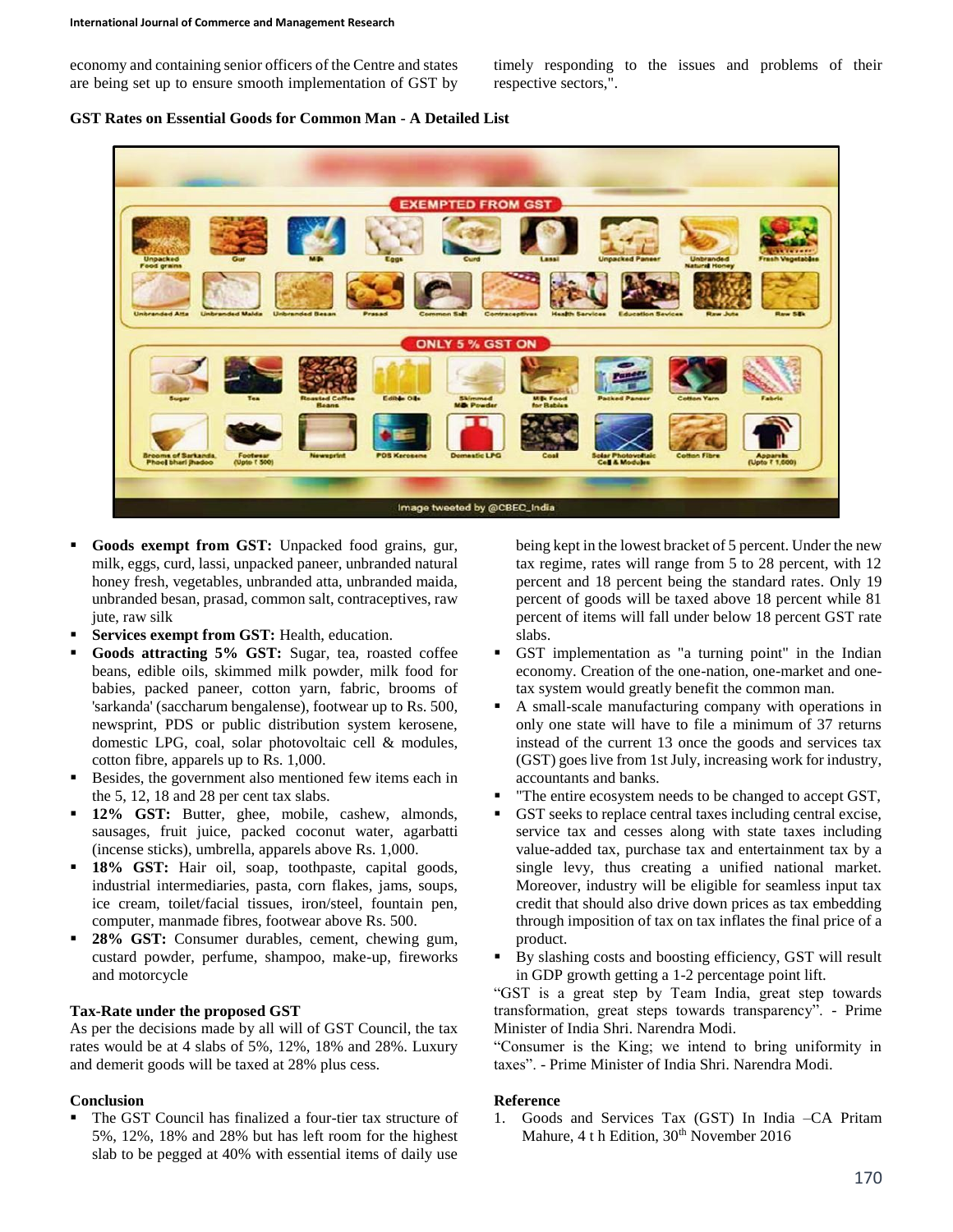economy and containing senior officers of the Centre and states are being set up to ensure smooth implementation of GST by timely responding to the issues and problems of their respective sectors,".

**GST Rates on Essential Goods for Common Man - A Detailed List**

- **Goods exempt from GST:** Unpacked food grains, gur, milk, eggs, curd, lassi, unpacked paneer, unbranded natural honey fresh, vegetables, unbranded atta, unbranded maida, unbranded besan, prasad, common salt, contraceptives, raw jute, raw silk
- **Services exempt from GST:** Health, education.
- **Goods attracting 5% GST:** Sugar, tea, roasted coffee beans, edible oils, skimmed milk powder, milk food for babies, packed paneer, cotton yarn, fabric, brooms of 'sarkanda' (saccharum bengalense), footwear up to Rs. 500, newsprint, PDS or public distribution system kerosene, domestic LPG, coal, solar photovoltaic cell & modules, cotton fibre, apparels up to Rs. 1,000.
- Besides, the government also mentioned few items each in the 5, 12, 18 and 28 per cent tax slabs.
- **12% GST:** Butter, ghee, mobile, cashew, almonds, sausages, fruit juice, packed coconut water, agarbatti (incense sticks), umbrella, apparels above Rs. 1,000.
- **18% GST:** Hair oil, soap, toothpaste, capital goods, industrial intermediaries, pasta, corn flakes, jams, soups, ice cream, toilet/facial tissues, iron/steel, fountain pen, computer, manmade fibres, footwear above Rs. 500.
- **28% GST:** Consumer durables, cement, chewing gum, custard powder, perfume, shampoo, make-up, fireworks and motorcycle

### Tax-Rate under the proposed GST

As per the decisions made by all will of GST Council, the tax rates would be at 4 slabs of 5%, 12%, 18% and 28%. Luxury and demerit goods will be taxed at 28% plus cess.

### Conclusion

- The GST Council has finalized a four-tier tax structure of 5%, 12%, 18% and 28% but has left room for the highest slab to be pegged at 40% with essential items of daily use being kept in the lowest bracket of 5 percent. Under the new tax regime, rates will range from 5 to 28 percent, with 12 percent and 18 percent being the standard rates. Only 19 percent of goods will be taxed above 18 percent while 81 percent of items will fall under below 18 percent GST rate slabs.
- GST implementation as "a turning point" in the Indian economy. Creation of the one-nation, one-market and one-tax system would greatly benefit the common man.
- A small-scale manufacturing company with operations in only one state will have to file a minimum of 37 returns instead of the current 13 once the goods and services tax (GST) goes live from 1st July, increasing work for industry, accountants and banks.
- "The entire ecosystem needs to be changed to accept GST,
- GST seeks to replace central taxes including central excise, service tax and cesses along with state taxes including value-added tax, purchase tax and entertainment tax by a single levy, thus creating a unified national market. Moreover, industry will be eligible for seamless input tax credit that should also drive down prices as tax embedding through imposition of tax on tax inflates the final price of a product.
- By slashing costs and boosting efficiency, GST will result in GDP growth getting a 1-2 percentage point lift.

"GST is a great step by Team India, great step towards transformation, great steps towards transparency". - Prime Minister of India Shri. Narendra Modi.

"Consumer is the King; we intend to bring uniformity in taxes". - Prime Minister of India Shri. Narendra Modi.

### Reference

1. Goods and Services Tax (GST) In India –CA Pritam Mahure, 4 t h Edition, 30th November 2016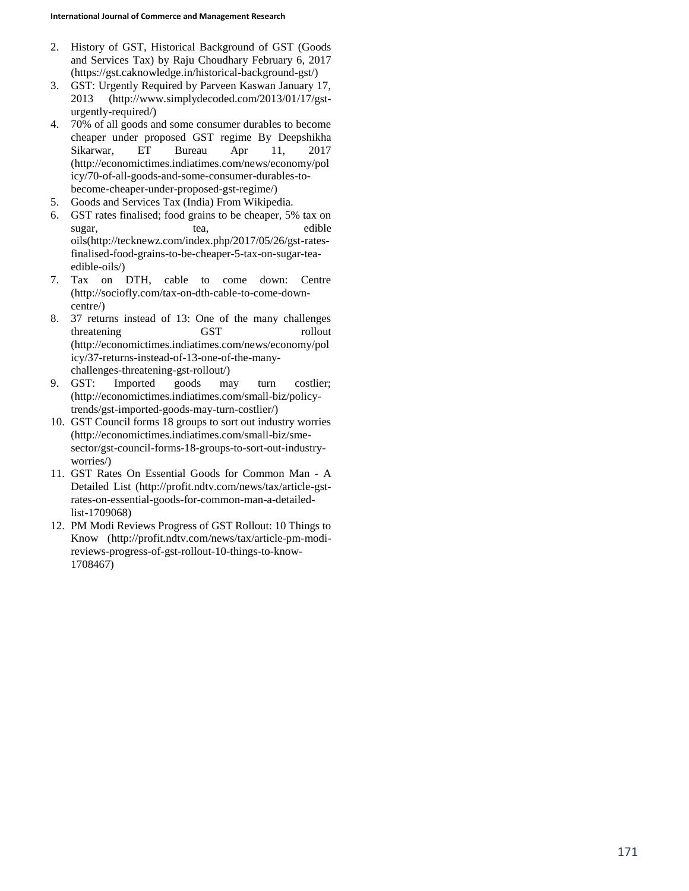2. History of GST, Historical Background of GST (Goods and Services Tax) by Raju Choudhary February 6, 2017 (https://gst.caknowledge.in/historical-background-gst/)
3. GST: Urgently Required by Parveen Kaswan January 17, 2013 (http://www.simplydecoded.com/2013/01/17/gst-urgently-required/)
4. 70% of all goods and some consumer durables to become cheaper under proposed GST regime By Deepshikha Sikarwar, ET Bureau Apr 11, 2017 (http://economictimes.indiatimes.com/news/economy/policy/70-of-all-goods-and-some-consumer-durables-to-become-cheaper-under-proposed-gst-regime/)
5. Goods and Services Tax (India) From Wikipedia.
6. GST rates finalised; food grains to be cheaper, 5% tax on sugar, tea, edible oils(http://tecknewz.com/index.php/2017/05/26/gst-rates-finalised-food-grains-to-be-cheaper-5-tax-on-sugar-tea-edible-oils/)
7. Tax on DTH, cable to come down: Centre (http://sociofly.com/tax-on-dth-cable-to-come-down-centre/)
8. 37 returns instead of 13: One of the many challenges threatening GST rollout (http://economictimes.indiatimes.com/news/economy/policy/37-returns-instead-of-13-one-of-the-many-challenges-threatening-gst-rollout/)
9. GST: Imported goods may turn costlier; (http://economictimes.indiatimes.com/small-biz/policy-trends/gst-imported-goods-may-turn-costlier/)
10. GST Council forms 18 groups to sort out industry worries (http://economictimes.indiatimes.com/small-biz/sme-sector/gst-council-forms-18-groups-to-sort-out-industry-worries/)
11. GST Rates On Essential Goods for Common Man - A Detailed List (http://profit.ndtv.com/news/tax/article-gst-rates-on-essential-goods-for-common-man-a-detailed-list-1709068)
12. PM Modi Reviews Progress of GST Rollout: 10 Things to Know (http://profit.ndtv.com/news/tax/article-pm-modi-reviews-progress-of-gst-rollout-10-things-to-know-1708467)